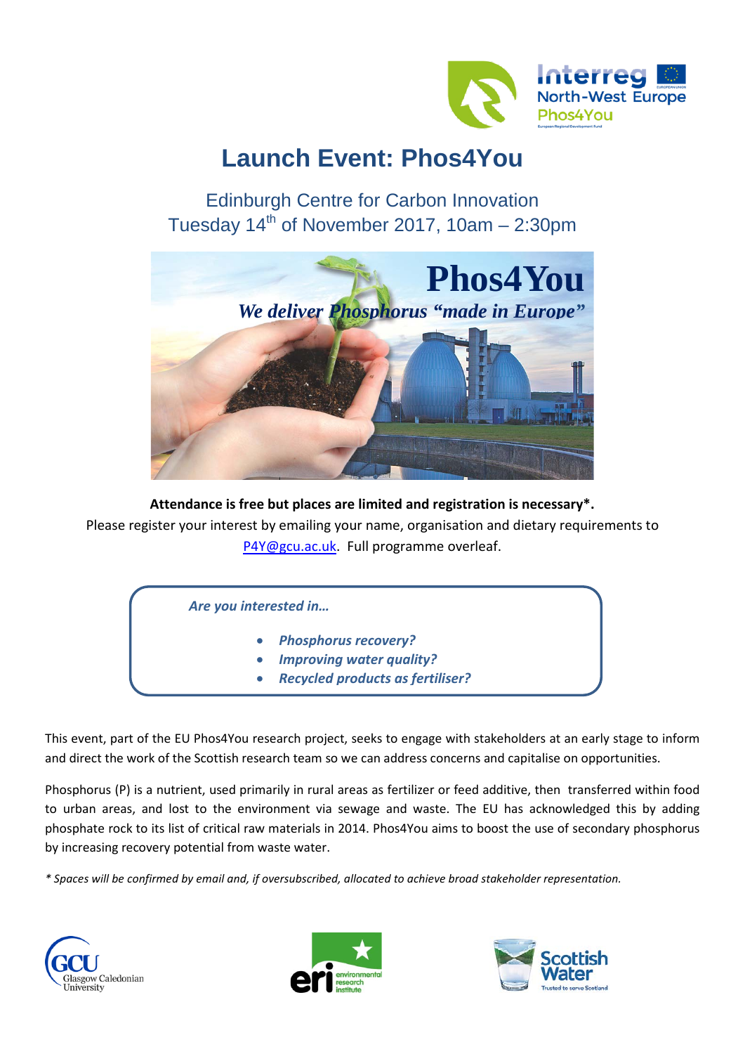# Launch Event: Phos4You

Edinburgh Centre for Carbon Innovation
Tuesday 14th of November 2017, 10am – 2:30pm

**Attendance is free but places are limited and registration is necessary*.**

Please register your interest by emailing your name, organisation and dietary requirements to P4Y@gcu.ac.uk. Full programme overleaf.

***Are you interested in…***

- ***Phosphorus recovery?***
- ***Improving water quality?***
- ***Recycled products as fertiliser?***

This event, part of the EU Phos4You research project, seeks to engage with stakeholders at an early stage to inform and direct the work of the Scottish research team so we can address concerns and capitalise on opportunities.

Phosphorus (P) is a nutrient, used primarily in rural areas as fertilizer or feed additive, then transferred within food to urban areas, and lost to the environment via sewage and waste. The EU has acknowledged this by adding phosphate rock to its list of critical raw materials in 2014. Phos4You aims to boost the use of secondary phosphorus by increasing recovery potential from waste water.

*\* Spaces will be confirmed by email and, if oversubscribed, allocated to achieve broad stakeholder representation.*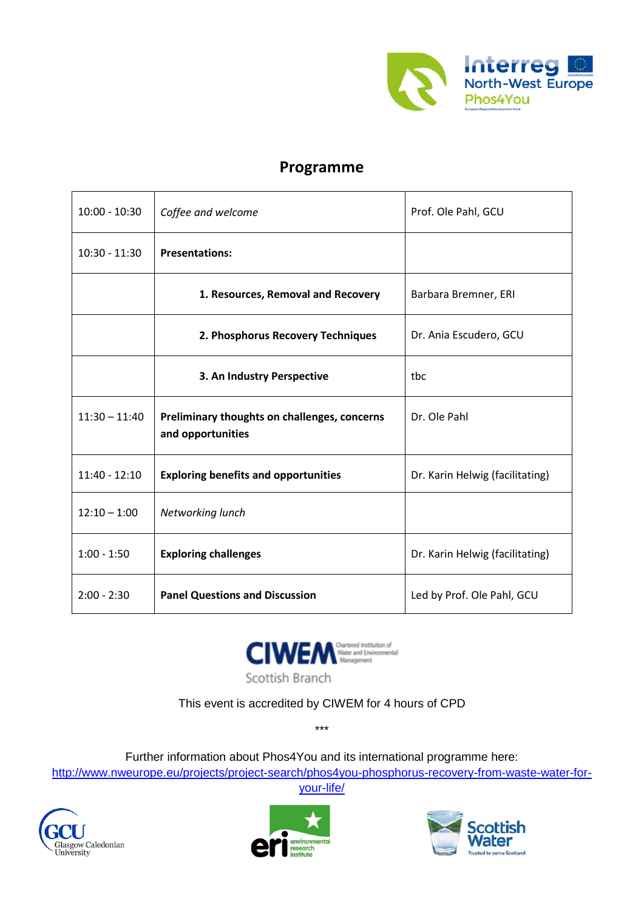## Programme

| | | |
|---|---|---|
| 10:00 - 10:30 | *Coffee and welcome* | Prof. Ole Pahl, GCU |
| 10:30 - 11:30 | **Presentations:** | |
| | **1. Resources, Removal and Recovery** | Barbara Bremner, ERI |
| | **2. Phosphorus Recovery Techniques** | Dr. Ania Escudero, GCU |
| | **3. An Industry Perspective** | tbc |
| 11:30 – 11:40 | **Preliminary thoughts on challenges, concerns and opportunities** | Dr. Ole Pahl |
| 11:40 - 12:10 | **Exploring benefits and opportunities** | Dr. Karin Helwig (facilitating) |
| 12:10 – 1:00 | *Networking lunch* | |
| 1:00 - 1:50 | **Exploring challenges** | Dr. Karin Helwig (facilitating) |
| 2:00 - 2:30 | **Panel Questions and Discussion** | Led by Prof. Ole Pahl, GCU |

CIWEM Chartered Institution of Water and Environmental Management

Scottish Branch

This event is accredited by CIWEM for 4 hours of CPD

***

Further information about Phos4You and its international programme here:
http://www.nweurope.eu/projects/project-search/phos4you-phosphorus-recovery-from-waste-water-for-your-life/